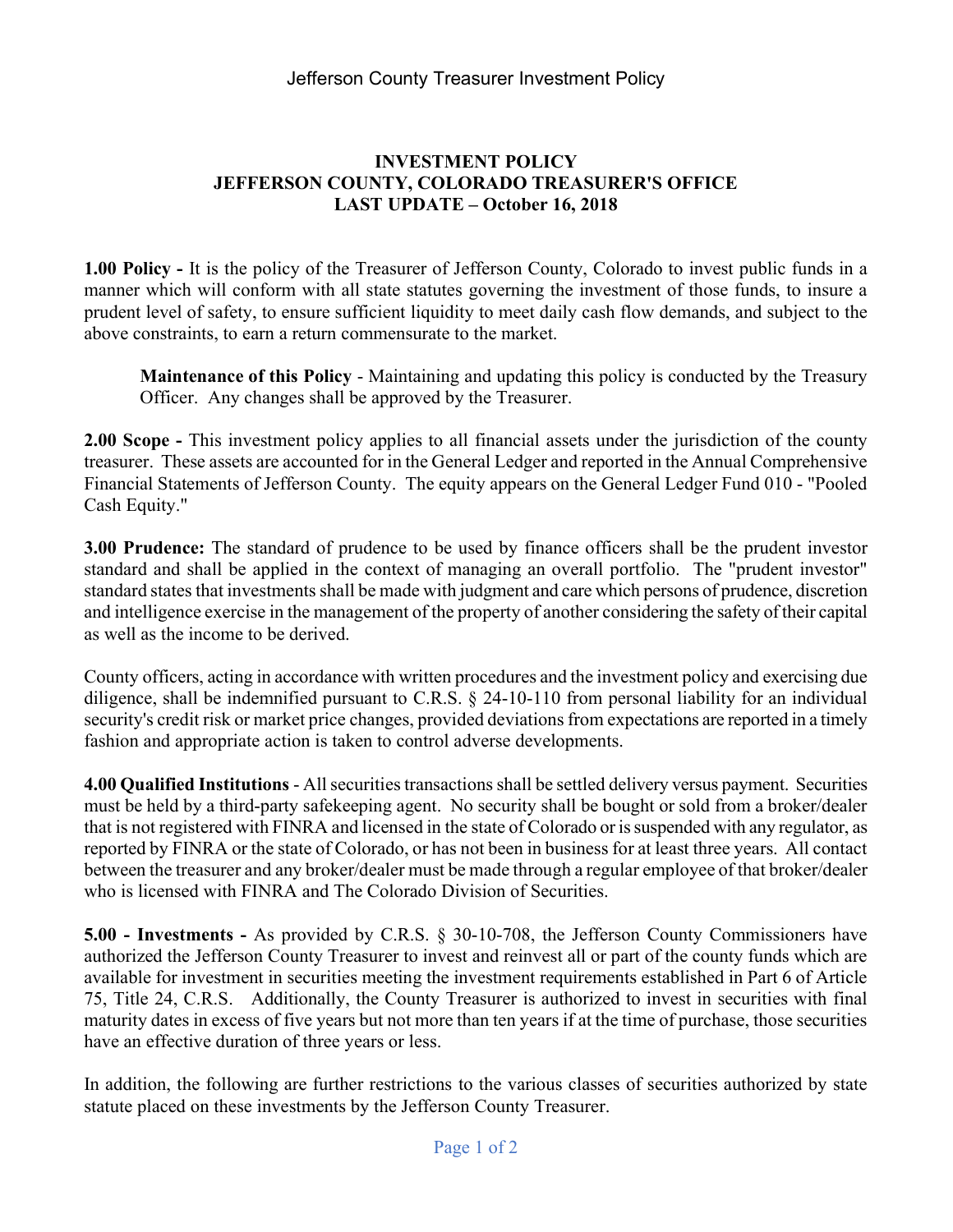# INVESTMENT POLICY
# JEFFERSON COUNTY, COLORADO TREASURER'S OFFICE
# LAST UPDATE – October 16, 2018

**1.00 Policy -** It is the policy of the Treasurer of Jefferson County, Colorado to invest public funds in a manner which will conform with all state statutes governing the investment of those funds, to insure a prudent level of safety, to ensure sufficient liquidity to meet daily cash flow demands, and subject to the above constraints, to earn a return commensurate to the market.

> **Maintenance of this Policy** - Maintaining and updating this policy is conducted by the Treasury Officer. Any changes shall be approved by the Treasurer.

**2.00 Scope -** This investment policy applies to all financial assets under the jurisdiction of the county treasurer. These assets are accounted for in the General Ledger and reported in the Annual Comprehensive Financial Statements of Jefferson County. The equity appears on the General Ledger Fund 010 - "Pooled Cash Equity."

**3.00 Prudence:** The standard of prudence to be used by finance officers shall be the prudent investor standard and shall be applied in the context of managing an overall portfolio. The "prudent investor" standard states that investments shall be made with judgment and care which persons of prudence, discretion and intelligence exercise in the management of the property of another considering the safety of their capital as well as the income to be derived.

County officers, acting in accordance with written procedures and the investment policy and exercising due diligence, shall be indemnified pursuant to C.R.S. § 24-10-110 from personal liability for an individual security's credit risk or market price changes, provided deviations from expectations are reported in a timely fashion and appropriate action is taken to control adverse developments.

**4.00 Qualified Institutions** - All securities transactions shall be settled delivery versus payment. Securities must be held by a third-party safekeeping agent. No security shall be bought or sold from a broker/dealer that is not registered with FINRA and licensed in the state of Colorado or is suspended with any regulator, as reported by FINRA or the state of Colorado, or has not been in business for at least three years. All contact between the treasurer and any broker/dealer must be made through a regular employee of that broker/dealer who is licensed with FINRA and The Colorado Division of Securities.

**5.00 - Investments -** As provided by C.R.S. § 30-10-708, the Jefferson County Commissioners have authorized the Jefferson County Treasurer to invest and reinvest all or part of the county funds which are available for investment in securities meeting the investment requirements established in Part 6 of Article 75, Title 24, C.R.S. Additionally, the County Treasurer is authorized to invest in securities with final maturity dates in excess of five years but not more than ten years if at the time of purchase, those securities have an effective duration of three years or less.

In addition, the following are further restrictions to the various classes of securities authorized by state statute placed on these investments by the Jefferson County Treasurer.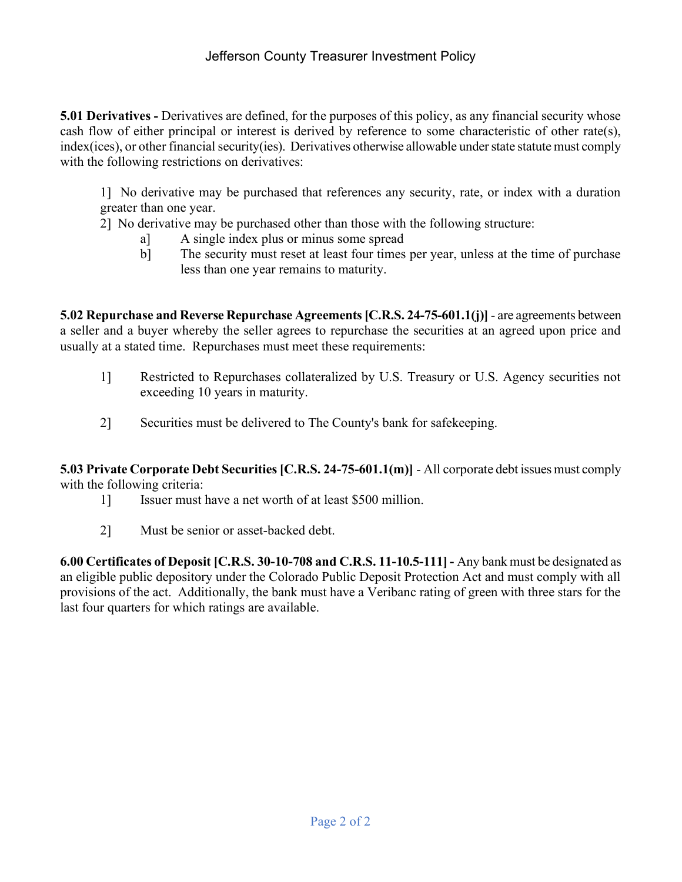**5.01 Derivatives -** Derivatives are defined, for the purposes of this policy, as any financial security whose cash flow of either principal or interest is derived by reference to some characteristic of other rate(s), index(ices), or other financial security(ies). Derivatives otherwise allowable under state statute must comply with the following restrictions on derivatives:

1] No derivative may be purchased that references any security, rate, or index with a duration greater than one year.

2] No derivative may be purchased other than those with the following structure:

a] A single index plus or minus some spread

b] The security must reset at least four times per year, unless at the time of purchase less than one year remains to maturity.

**5.02 Repurchase and Reverse Repurchase Agreements [C.R.S. 24-75-601.1(j)]** - are agreements between a seller and a buyer whereby the seller agrees to repurchase the securities at an agreed upon price and usually at a stated time. Repurchases must meet these requirements:

1] Restricted to Repurchases collateralized by U.S. Treasury or U.S. Agency securities not exceeding 10 years in maturity.

2] Securities must be delivered to The County's bank for safekeeping.

**5.03 Private Corporate Debt Securities [C.R.S. 24-75-601.1(m)]** - All corporate debt issues must comply with the following criteria:

1] Issuer must have a net worth of at least $500 million.

2] Must be senior or asset-backed debt.

**6.00 Certificates of Deposit [C.R.S. 30-10-708 and C.R.S. 11-10.5-111] -** Any bank must be designated as an eligible public depository under the Colorado Public Deposit Protection Act and must comply with all provisions of the act. Additionally, the bank must have a Veribanc rating of green with three stars for the last four quarters for which ratings are available.